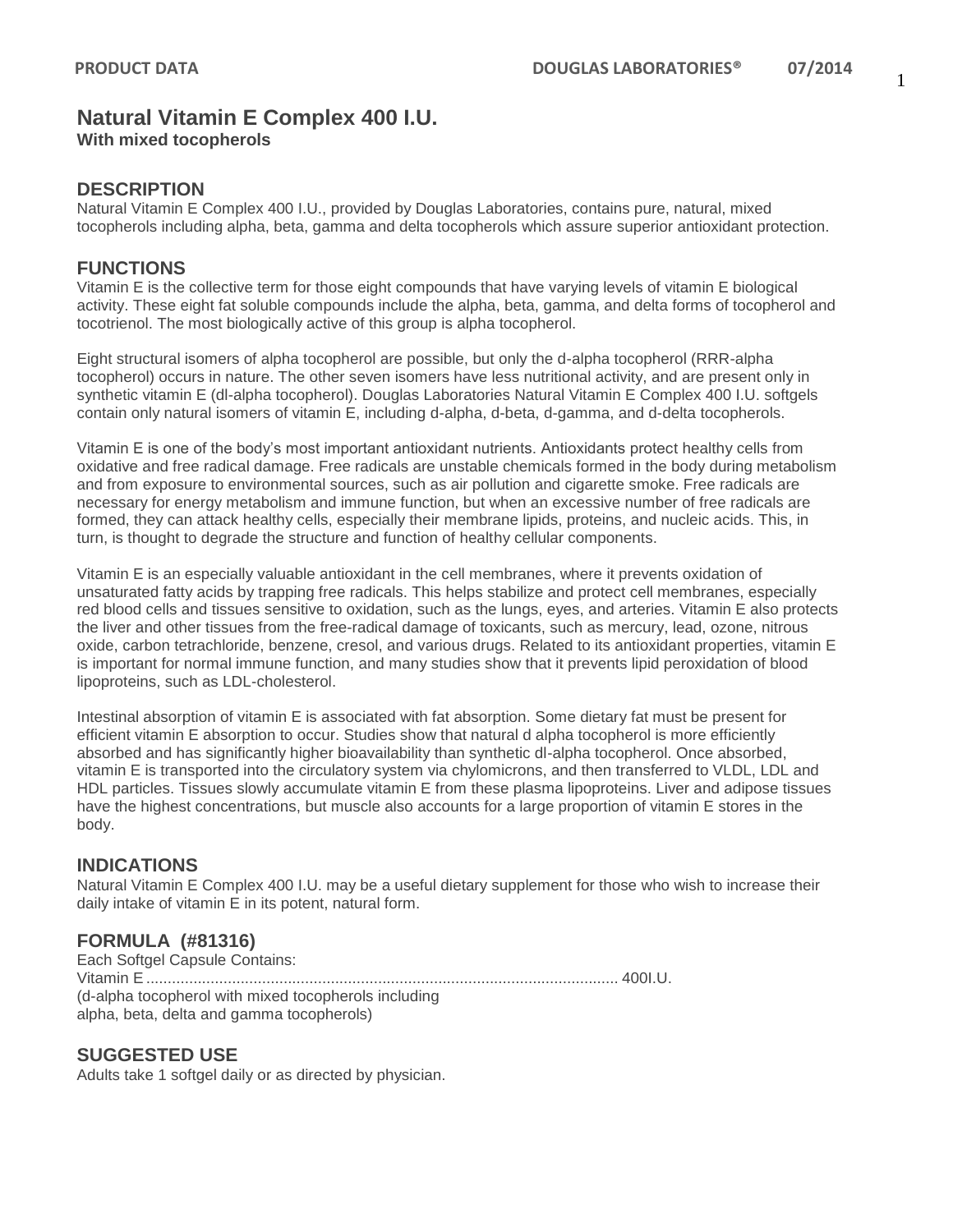# Natural Vitamin E Complex 400 I.U.

**With mixed tocopherols**

## DESCRIPTION

Natural Vitamin E Complex 400 I.U., provided by Douglas Laboratories, contains pure, natural, mixed tocopherols including alpha, beta, gamma and delta tocopherols which assure superior antioxidant protection.

## FUNCTIONS

Vitamin E is the collective term for those eight compounds that have varying levels of vitamin E biological activity. These eight fat soluble compounds include the alpha, beta, gamma, and delta forms of tocopherol and tocotrienol. The most biologically active of this group is alpha tocopherol.

Eight structural isomers of alpha tocopherol are possible, but only the d-alpha tocopherol (RRR-alpha tocopherol) occurs in nature. The other seven isomers have less nutritional activity, and are present only in synthetic vitamin E (dl-alpha tocopherol). Douglas Laboratories Natural Vitamin E Complex 400 I.U. softgels contain only natural isomers of vitamin E, including d-alpha, d-beta, d-gamma, and d-delta tocopherols.

Vitamin E is one of the body's most important antioxidant nutrients. Antioxidants protect healthy cells from oxidative and free radical damage. Free radicals are unstable chemicals formed in the body during metabolism and from exposure to environmental sources, such as air pollution and cigarette smoke. Free radicals are necessary for energy metabolism and immune function, but when an excessive number of free radicals are formed, they can attack healthy cells, especially their membrane lipids, proteins, and nucleic acids. This, in turn, is thought to degrade the structure and function of healthy cellular components.

Vitamin E is an especially valuable antioxidant in the cell membranes, where it prevents oxidation of unsaturated fatty acids by trapping free radicals. This helps stabilize and protect cell membranes, especially red blood cells and tissues sensitive to oxidation, such as the lungs, eyes, and arteries. Vitamin E also protects the liver and other tissues from the free-radical damage of toxicants, such as mercury, lead, ozone, nitrous oxide, carbon tetrachloride, benzene, cresol, and various drugs. Related to its antioxidant properties, vitamin E is important for normal immune function, and many studies show that it prevents lipid peroxidation of blood lipoproteins, such as LDL-cholesterol.

Intestinal absorption of vitamin E is associated with fat absorption. Some dietary fat must be present for efficient vitamin E absorption to occur. Studies show that natural d alpha tocopherol is more efficiently absorbed and has significantly higher bioavailability than synthetic dl-alpha tocopherol. Once absorbed, vitamin E is transported into the circulatory system via chylomicrons, and then transferred to VLDL, LDL and HDL particles. Tissues slowly accumulate vitamin E from these plasma lipoproteins. Liver and adipose tissues have the highest concentrations, but muscle also accounts for a large proportion of vitamin E stores in the body.

## INDICATIONS

Natural Vitamin E Complex 400 I.U. may be a useful dietary supplement for those who wish to increase their daily intake of vitamin E in its potent, natural form.

## FORMULA (#81316)

Each Softgel Capsule Contains:
Vitamin E ............................................................................................................ 400I.U.
(d-alpha tocopherol with mixed tocopherols including
alpha, beta, delta and gamma tocopherols)

## SUGGESTED USE

Adults take 1 softgel daily or as directed by physician.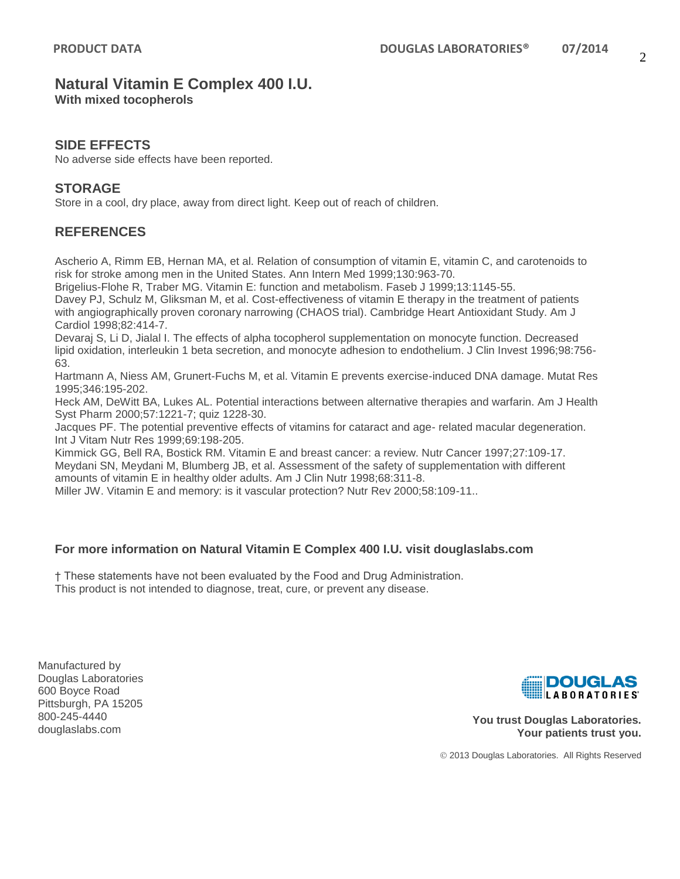# Natural Vitamin E Complex 400 I.U.

**With mixed tocopherols**

## SIDE EFFECTS

No adverse side effects have been reported.

## STORAGE

Store in a cool, dry place, away from direct light. Keep out of reach of children.

## REFERENCES

Ascherio A, Rimm EB, Hernan MA, et al. Relation of consumption of vitamin E, vitamin C, and carotenoids to risk for stroke among men in the United States. Ann Intern Med 1999;130:963-70.
Brigelius-Flohe R, Traber MG. Vitamin E: function and metabolism. Faseb J 1999;13:1145-55.
Davey PJ, Schulz M, Gliksman M, et al. Cost-effectiveness of vitamin E therapy in the treatment of patients with angiographically proven coronary narrowing (CHAOS trial). Cambridge Heart Antioxidant Study. Am J Cardiol 1998;82:414-7.
Devaraj S, Li D, Jialal I. The effects of alpha tocopherol supplementation on monocyte function. Decreased lipid oxidation, interleukin 1 beta secretion, and monocyte adhesion to endothelium. J Clin Invest 1996;98:756-63.
Hartmann A, Niess AM, Grunert-Fuchs M, et al. Vitamin E prevents exercise-induced DNA damage. Mutat Res 1995;346:195-202.
Heck AM, DeWitt BA, Lukes AL. Potential interactions between alternative therapies and warfarin. Am J Health Syst Pharm 2000;57:1221-7; quiz 1228-30.
Jacques PF. The potential preventive effects of vitamins for cataract and age- related macular degeneration. Int J Vitam Nutr Res 1999;69:198-205.
Kimmick GG, Bell RA, Bostick RM. Vitamin E and breast cancer: a review. Nutr Cancer 1997;27:109-17.
Meydani SN, Meydani M, Blumberg JB, et al. Assessment of the safety of supplementation with different amounts of vitamin E in healthy older adults. Am J Clin Nutr 1998;68:311-8.
Miller JW. Vitamin E and memory: is it vascular protection? Nutr Rev 2000;58:109-11..

**For more information on Natural Vitamin E Complex 400 I.U. visit douglaslabs.com**

† These statements have not been evaluated by the Food and Drug Administration.
This product is not intended to diagnose, treat, cure, or prevent any disease.

Manufactured by
Douglas Laboratories
600 Boyce Road
Pittsburgh, PA 15205
800-245-4440
douglaslabs.com

DOUGLAS LABORATORIES®

**You trust Douglas Laboratories.**
**Your patients trust you.**

© 2013 Douglas Laboratories. All Rights Reserved